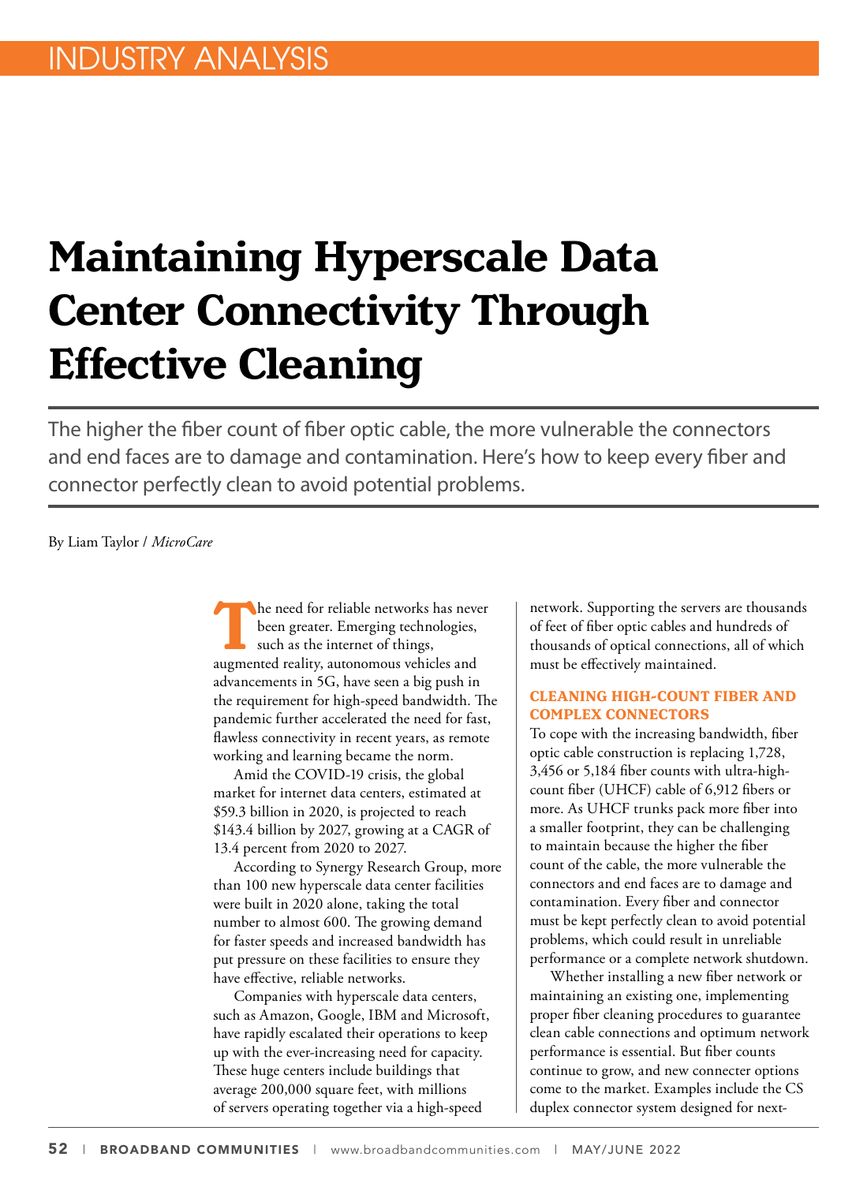INDUSTRY ANALYSIS

# Maintaining Hyperscale Data Center Connectivity Through Effective Cleaning

The higher the fiber count of fiber optic cable, the more vulnerable the connectors and end faces are to damage and contamination. Here's how to keep every fiber and connector perfectly clean to avoid potential problems.

By Liam Taylor / *MicroCare*

The need for reliable networks has never been greater. Emerging technologies, such as the internet of things, augmented reality, autonomous vehicles and advancements in 5G, have seen a big push in the requirement for high-speed bandwidth. The pandemic further accelerated the need for fast, flawless connectivity in recent years, as remote working and learning became the norm.

Amid the COVID-19 crisis, the global market for internet data centers, estimated at $59.3 billion in 2020, is projected to reach $143.4 billion by 2027, growing at a CAGR of 13.4 percent from 2020 to 2027.

According to Synergy Research Group, more than 100 new hyperscale data center facilities were built in 2020 alone, taking the total number to almost 600. The growing demand for faster speeds and increased bandwidth has put pressure on these facilities to ensure they have effective, reliable networks.

Companies with hyperscale data centers, such as Amazon, Google, IBM and Microsoft, have rapidly escalated their operations to keep up with the ever-increasing need for capacity. These huge centers include buildings that average 200,000 square feet, with millions of servers operating together via a high-speed network. Supporting the servers are thousands of feet of fiber optic cables and hundreds of thousands of optical connections, all of which must be effectively maintained.

## CLEANING HIGH-COUNT FIBER AND COMPLEX CONNECTORS

To cope with the increasing bandwidth, fiber optic cable construction is replacing 1,728, 3,456 or 5,184 fiber counts with ultra-high-count fiber (UHCF) cable of 6,912 fibers or more. As UHCF trunks pack more fiber into a smaller footprint, they can be challenging to maintain because the higher the fiber count of the cable, the more vulnerable the connectors and end faces are to damage and contamination. Every fiber and connector must be kept perfectly clean to avoid potential problems, which could result in unreliable performance or a complete network shutdown.

Whether installing a new fiber network or maintaining an existing one, implementing proper fiber cleaning procedures to guarantee clean cable connections and optimum network performance is essential. But fiber counts continue to grow, and new connecter options come to the market. Examples include the CS duplex connector system designed for next-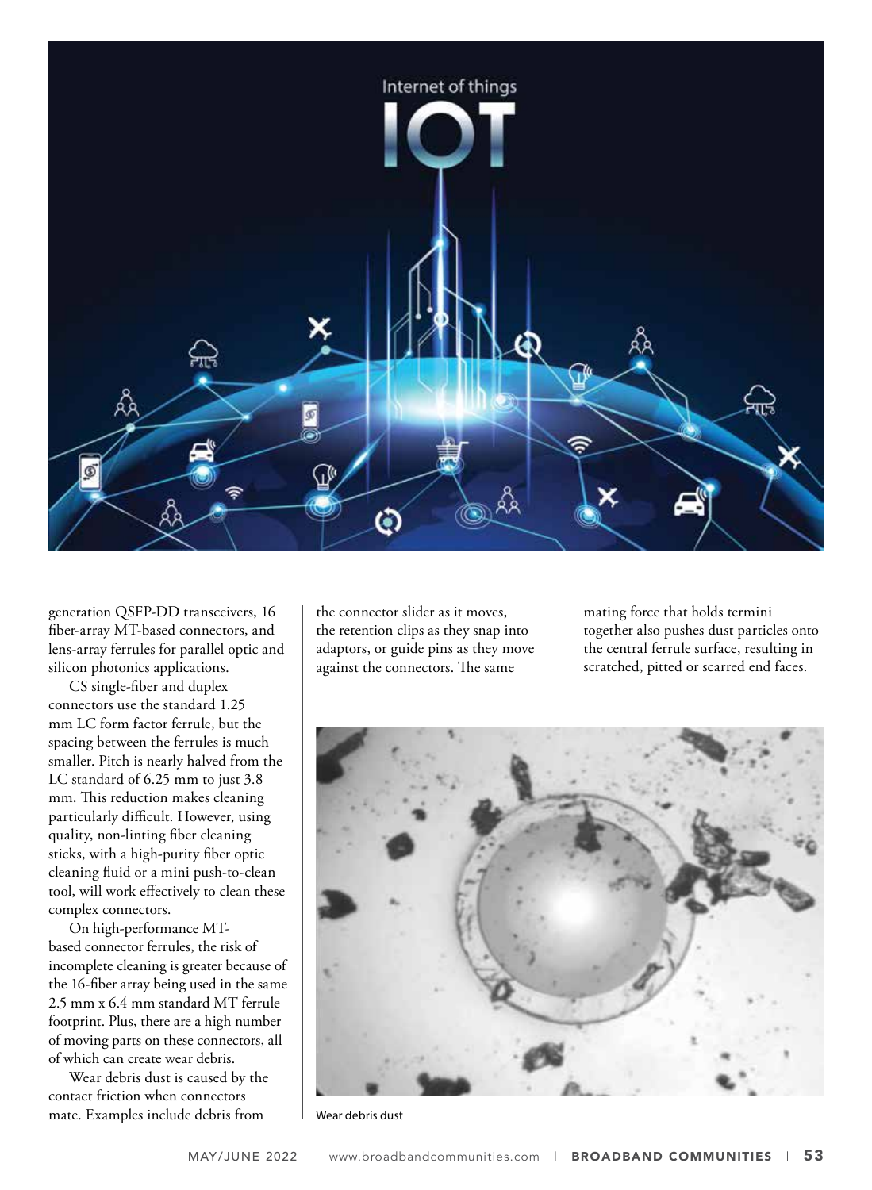generation QSFP-DD transceivers, 16 fiber-array MT-based connectors, and lens-array ferrules for parallel optic and silicon photonics applications.

CS single-fiber and duplex connectors use the standard 1.25 mm LC form factor ferrule, but the spacing between the ferrules is much smaller. Pitch is nearly halved from the LC standard of 6.25 mm to just 3.8 mm. This reduction makes cleaning particularly difficult. However, using quality, non-linting fiber cleaning sticks, with a high-purity fiber optic cleaning fluid or a mini push-to-clean tool, will work effectively to clean these complex connectors.

On high-performance MT-based connector ferrules, the risk of incomplete cleaning is greater because of the 16-fiber array being used in the same 2.5 mm x 6.4 mm standard MT ferrule footprint. Plus, there are a high number of moving parts on these connectors, all of which can create wear debris.

Wear debris dust is caused by the contact friction when connectors mate. Examples include debris from the connector slider as it moves, the retention clips as they snap into adaptors, or guide pins as they move against the connectors. The same mating force that holds termini together also pushes dust particles onto the central ferrule surface, resulting in scratched, pitted or scarred end faces.

Wear debris dust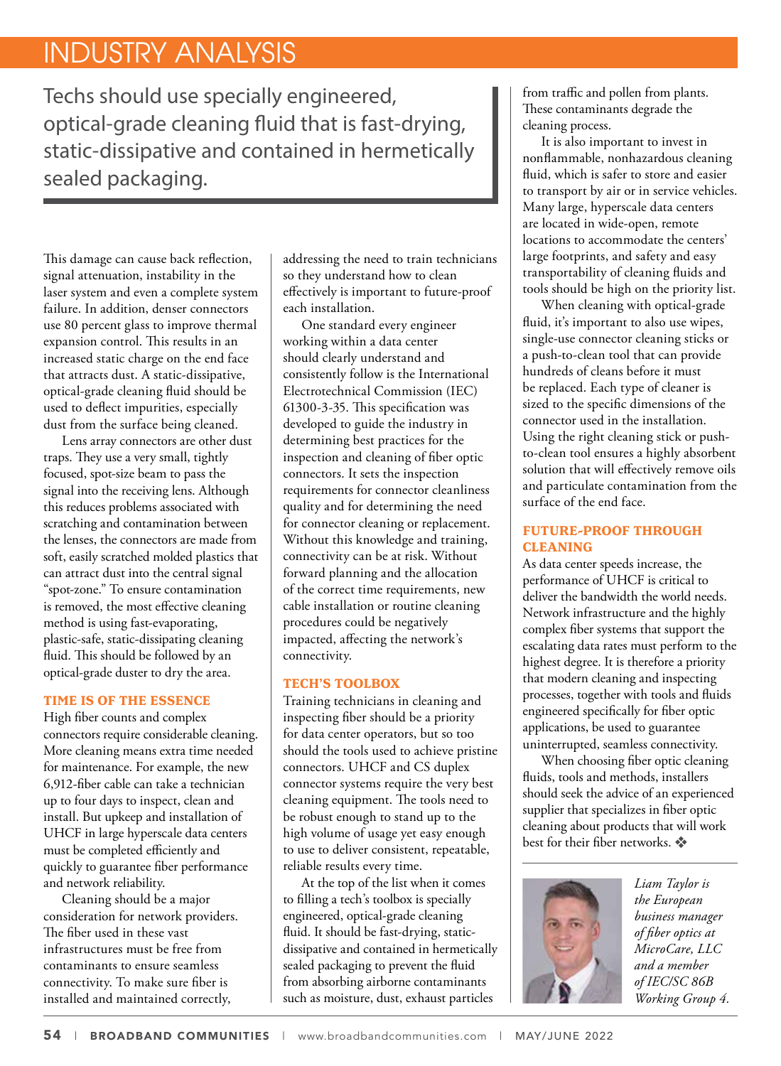Techs should use specially engineered, optical-grade cleaning fluid that is fast-drying, static-dissipative and contained in hermetically sealed packaging.

This damage can cause back reflection, signal attenuation, instability in the laser system and even a complete system failure. In addition, denser connectors use 80 percent glass to improve thermal expansion control. This results in an increased static charge on the end face that attracts dust. A static-dissipative, optical-grade cleaning fluid should be used to deflect impurities, especially dust from the surface being cleaned.

Lens array connectors are other dust traps. They use a very small, tightly focused, spot-size beam to pass the signal into the receiving lens. Although this reduces problems associated with scratching and contamination between the lenses, the connectors are made from soft, easily scratched molded plastics that can attract dust into the central signal "spot-zone." To ensure contamination is removed, the most effective cleaning method is using fast-evaporating, plastic-safe, static-dissipating cleaning fluid. This should be followed by an optical-grade duster to dry the area.

## TIME IS OF THE ESSENCE

High fiber counts and complex connectors require considerable cleaning. More cleaning means extra time needed for maintenance. For example, the new 6,912-fiber cable can take a technician up to four days to inspect, clean and install. But upkeep and installation of UHCF in large hyperscale data centers must be completed efficiently and quickly to guarantee fiber performance and network reliability.

Cleaning should be a major consideration for network providers. The fiber used in these vast infrastructures must be free from contaminants to ensure seamless connectivity. To make sure fiber is installed and maintained correctly, addressing the need to train technicians so they understand how to clean effectively is important to future-proof each installation.

One standard every engineer working within a data center should clearly understand and consistently follow is the International Electrotechnical Commission (IEC) 61300-3-35. This specification was developed to guide the industry in determining best practices for the inspection and cleaning of fiber optic connectors. It sets the inspection requirements for connector cleanliness quality and for determining the need for connector cleaning or replacement. Without this knowledge and training, connectivity can be at risk. Without forward planning and the allocation of the correct time requirements, new cable installation or routine cleaning procedures could be negatively impacted, affecting the network's connectivity.

## TECH'S TOOLBOX

Training technicians in cleaning and inspecting fiber should be a priority for data center operators, but so too should the tools used to achieve pristine connectors. UHCF and CS duplex connector systems require the very best cleaning equipment. The tools need to be robust enough to stand up to the high volume of usage yet easy enough to use to deliver consistent, repeatable, reliable results every time.

At the top of the list when it comes to filling a tech's toolbox is specially engineered, optical-grade cleaning fluid. It should be fast-drying, static-dissipative and contained in hermetically sealed packaging to prevent the fluid from absorbing airborne contaminants such as moisture, dust, exhaust particles from traffic and pollen from plants. These contaminants degrade the cleaning process.

It is also important to invest in nonflammable, nonhazardous cleaning fluid, which is safer to store and easier to transport by air or in service vehicles. Many large, hyperscale data centers are located in wide-open, remote locations to accommodate the centers' large footprints, and safety and easy transportability of cleaning fluids and tools should be high on the priority list.

When cleaning with optical-grade fluid, it's important to also use wipes, single-use connector cleaning sticks or a push-to-clean tool that can provide hundreds of cleans before it must be replaced. Each type of cleaner is sized to the specific dimensions of the connector used in the installation. Using the right cleaning stick or push-to-clean tool ensures a highly absorbent solution that will effectively remove oils and particulate contamination from the surface of the end face.

## FUTURE-PROOF THROUGH CLEANING

As data center speeds increase, the performance of UHCF is critical to deliver the bandwidth the world needs. Network infrastructure and the highly complex fiber systems that support the escalating data rates must perform to the highest degree. It is therefore a priority that modern cleaning and inspecting processes, together with tools and fluids engineered specifically for fiber optic applications, be used to guarantee uninterrupted, seamless connectivity.

When choosing fiber optic cleaning fluids, tools and methods, installers should seek the advice of an experienced supplier that specializes in fiber optic cleaning about products that will work best for their fiber networks. ❖

*Liam Taylor is the European business manager of fiber optics at MicroCare, LLC and a member of IEC/SC 86B Working Group 4.*